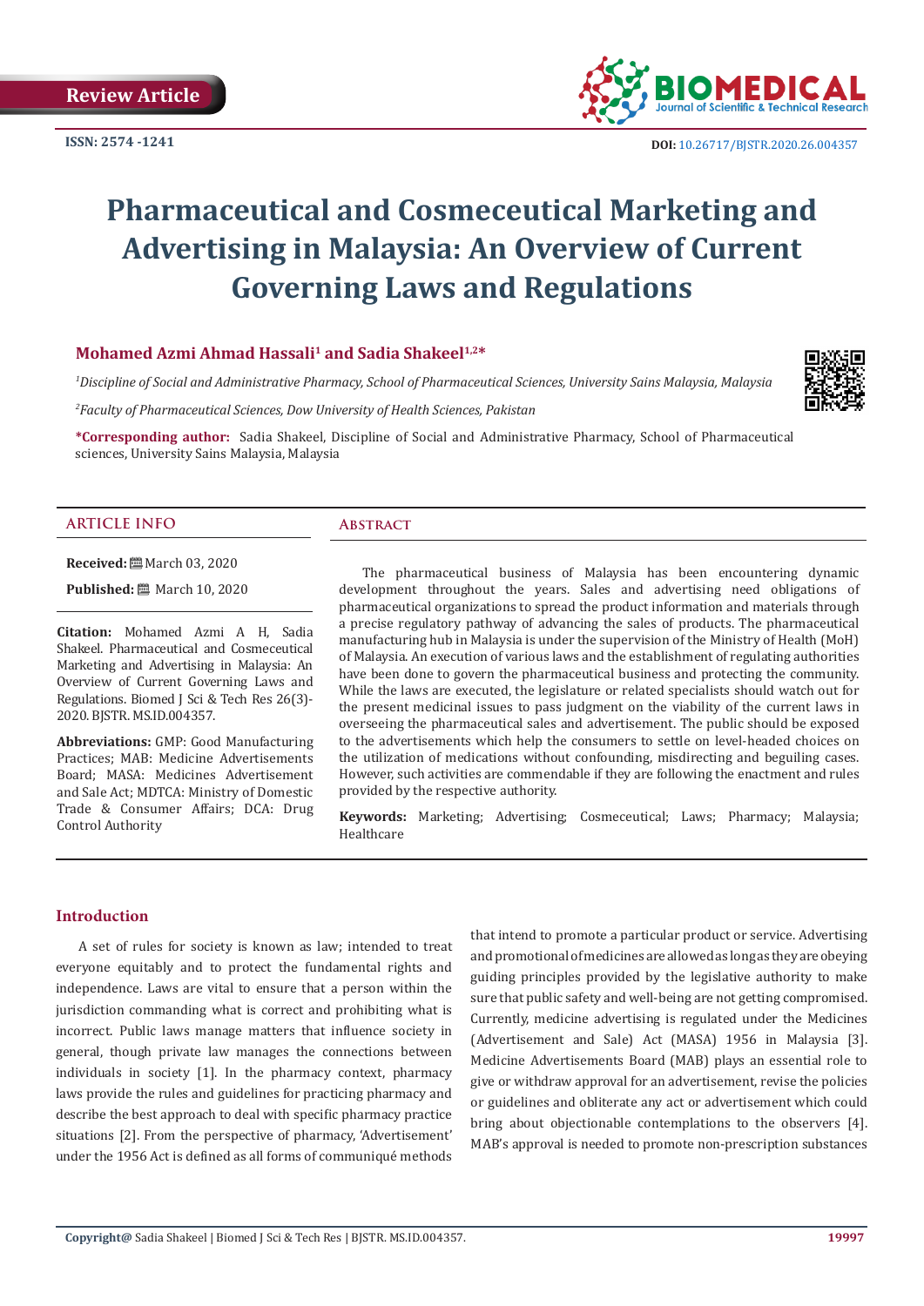Review Article

ISSN: 2574 -1241

DOI: 10.26717/BJSTR.2020.26.004357

# Pharmaceutical and Cosmeceutical Marketing and Advertising in Malaysia: An Overview of Current Governing Laws and Regulations

**Mohamed Azmi Ahmad Hassali[1] and Sadia Shakeel[1,2]***

*[1]Discipline of Social and Administrative Pharmacy, School of Pharmaceutical Sciences, University Sains Malaysia, Malaysia*

*[2]Faculty of Pharmaceutical Sciences, Dow University of Health Sciences, Pakistan*

**\*Corresponding author:** Sadia Shakeel, Discipline of Social and Administrative Pharmacy, School of Pharmaceutical sciences, University Sains Malaysia, Malaysia

## ARTICLE INFO

**Received:** March 03, 2020

**Published:** March 10, 2020

**Citation:** Mohamed Azmi A H, Sadia Shakeel. Pharmaceutical and Cosmeceutical Marketing and Advertising in Malaysia: An Overview of Current Governing Laws and Regulations. Biomed J Sci & Tech Res 26(3)-2020. BJSTR. MS.ID.004357.

**Abbreviations:** GMP: Good Manufacturing Practices; MAB: Medicine Advertisements Board; MASA: Medicines Advertisement and Sale Act; MDTCA: Ministry of Domestic Trade & Consumer Affairs; DCA: Drug Control Authority

## Abstract

The pharmaceutical business of Malaysia has been encountering dynamic development throughout the years. Sales and advertising need obligations of pharmaceutical organizations to spread the product information and materials through a precise regulatory pathway of advancing the sales of products. The pharmaceutical manufacturing hub in Malaysia is under the supervision of the Ministry of Health (MoH) of Malaysia. An execution of various laws and the establishment of regulating authorities have been done to govern the pharmaceutical business and protecting the community. While the laws are executed, the legislature or related specialists should watch out for the present medicinal issues to pass judgment on the viability of the current laws in overseeing the pharmaceutical sales and advertisement. The public should be exposed to the advertisements which help the consumers to settle on level-headed choices on the utilization of medications without confounding, misdirecting and beguiling cases. However, such activities are commendable if they are following the enactment and rules provided by the respective authority.

**Keywords:** Marketing; Advertising; Cosmeceutical; Laws; Pharmacy; Malaysia; Healthcare

## Introduction

A set of rules for society is known as law; intended to treat everyone equitably and to protect the fundamental rights and independence. Laws are vital to ensure that a person within the jurisdiction commanding what is correct and prohibiting what is incorrect. Public laws manage matters that influence society in general, though private law manages the connections between individuals in society [1]. In the pharmacy context, pharmacy laws provide the rules and guidelines for practicing pharmacy and describe the best approach to deal with specific pharmacy practice situations [2]. From the perspective of pharmacy, 'Advertisement' under the 1956 Act is defined as all forms of communiqué methods that intend to promote a particular product or service. Advertising and promotional of medicines are allowed as long as they are obeying guiding principles provided by the legislative authority to make sure that public safety and well-being are not getting compromised. Currently, medicine advertising is regulated under the Medicines (Advertisement and Sale) Act (MASA) 1956 in Malaysia [3]. Medicine Advertisements Board (MAB) plays an essential role to give or withdraw approval for an advertisement, revise the policies or guidelines and obliterate any act or advertisement which could bring about objectionable contemplations to the observers [4]. MAB's approval is needed to promote non-prescription substances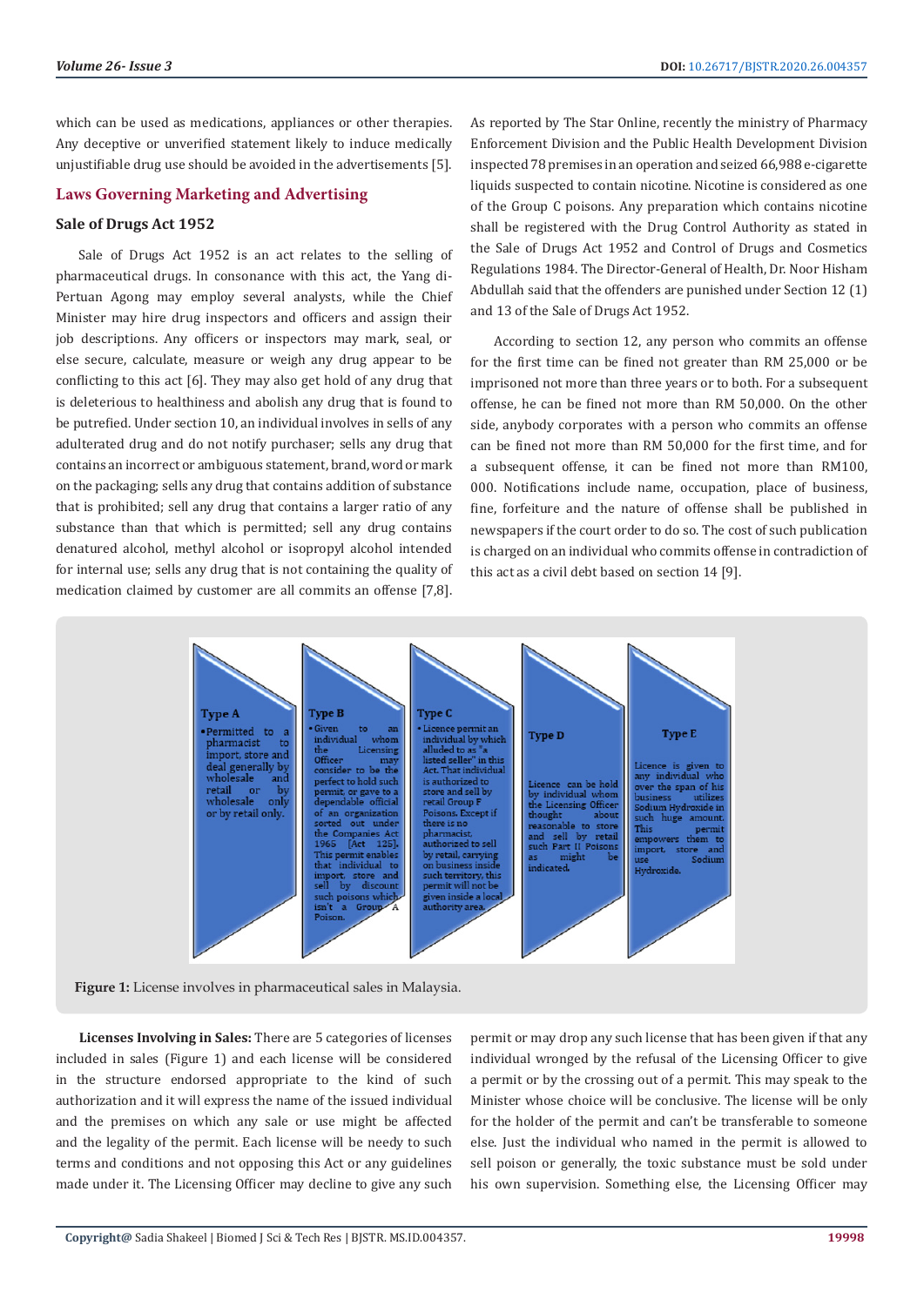which can be used as medications, appliances or other therapies. Any deceptive or unverified statement likely to induce medically unjustifiable drug use should be avoided in the advertisements [5].

## Laws Governing Marketing and Advertising

### Sale of Drugs Act 1952

Sale of Drugs Act 1952 is an act relates to the selling of pharmaceutical drugs. In consonance with this act, the Yang di-Pertuan Agong may employ several analysts, while the Chief Minister may hire drug inspectors and officers and assign their job descriptions. Any officers or inspectors may mark, seal, or else secure, calculate, measure or weigh any drug appear to be conflicting to this act [6]. They may also get hold of any drug that is deleterious to healthiness and abolish any drug that is found to be putrefied. Under section 10, an individual involves in sells of any adulterated drug and do not notify purchaser; sells any drug that contains an incorrect or ambiguous statement, brand, word or mark on the packaging; sells any drug that contains addition of substance that is prohibited; sell any drug that contains a larger ratio of any substance than that which is permitted; sell any drug contains denatured alcohol, methyl alcohol or isopropyl alcohol intended for internal use; sells any drug that is not containing the quality of medication claimed by customer are all commits an offense [7,8].

As reported by The Star Online, recently the ministry of Pharmacy Enforcement Division and the Public Health Development Division inspected 78 premises in an operation and seized 66,988 e-cigarette liquids suspected to contain nicotine. Nicotine is considered as one of the Group C poisons. Any preparation which contains nicotine shall be registered with the Drug Control Authority as stated in the Sale of Drugs Act 1952 and Control of Drugs and Cosmetics Regulations 1984. The Director-General of Health, Dr. Noor Hisham Abdullah said that the offenders are punished under Section 12 (1) and 13 of the Sale of Drugs Act 1952.

According to section 12, any person who commits an offense for the first time can be fined not greater than RM 25,000 or be imprisoned not more than three years or to both. For a subsequent offense, he can be fined not more than RM 50,000. On the other side, anybody corporates with a person who commits an offense can be fined not more than RM 50,000 for the first time, and for a subsequent offense, it can be fined not more than RM100, 000. Notifications include name, occupation, place of business, fine, forfeiture and the nature of offense shall be published in newspapers if the court order to do so. The cost of such publication is charged on an individual who commits offense in contradiction of this act as a civil debt based on section 14 [9].

**Type A**
- Permitted to a pharmacist to import, store and deal generally by wholesale and retail or by wholesale only or by retail only.

**Type B**
- Given to an individual whom the Licensing Officer may consider to be the perfect to hold such permit, or gave to a dependable official of an organization sorted out under the Companies Act 1965 [Act 125]. This permit enables that individual to import, store and sell by discount such poisons which isn't a Group A Poison.

**Type C**
- Licence permit an individual by which alluded to as "a listed seller" in this Act. That individual is authorized to store and sell by retail Group F Poisons. Except if there is no pharmacist, authorized to sell by retail, carrying on business inside such territory, this permit will not be given inside a local authority area.

**Type D**

Licence can be hold by individual whom the Licensing Officer thought about reasonable to store and sell by retail such Part II Poisons as might be indicated.

**Type E**

Licence is given to any individual who over the span of his business utilizes Sodium Hydroxide in such huge amount. This permit empowers them to import, store and use Sodium Hydroxide.

**Figure 1:** License involves in pharmaceutical sales in Malaysia.

**Licenses Involving in Sales:** There are 5 categories of licenses included in sales (Figure 1) and each license will be considered in the structure endorsed appropriate to the kind of such authorization and it will express the name of the issued individual and the premises on which any sale or use might be affected and the legality of the permit. Each license will be needy to such terms and conditions and not opposing this Act or any guidelines made under it. The Licensing Officer may decline to give any such permit or may drop any such license that has been given if that any individual wronged by the refusal of the Licensing Officer to give a permit or by the crossing out of a permit. This may speak to the Minister whose choice will be conclusive. The license will be only for the holder of the permit and can't be transferable to someone else. Just the individual who named in the permit is allowed to sell poison or generally, the toxic substance must be sold under his own supervision. Something else, the Licensing Officer may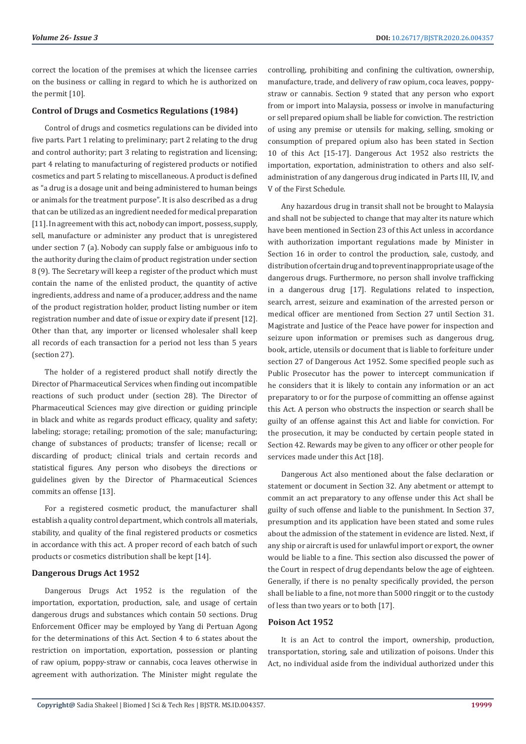correct the location of the premises at which the licensee carries on the business or calling in regard to which he is authorized on the permit [10].

### Control of Drugs and Cosmetics Regulations (1984)

Control of drugs and cosmetics regulations can be divided into five parts. Part 1 relating to preliminary; part 2 relating to the drug and control authority; part 3 relating to registration and licensing; part 4 relating to manufacturing of registered products or notified cosmetics and part 5 relating to miscellaneous. A product is defined as "a drug is a dosage unit and being administered to human beings or animals for the treatment purpose". It is also described as a drug that can be utilized as an ingredient needed for medical preparation [11]. In agreement with this act, nobody can import, possess, supply, sell, manufacture or administer any product that is unregistered under section 7 (a). Nobody can supply false or ambiguous info to the authority during the claim of product registration under section 8 (9). The Secretary will keep a register of the product which must contain the name of the enlisted product, the quantity of active ingredients, address and name of a producer, address and the name of the product registration holder, product listing number or item registration number and date of issue or expiry date if present [12]. Other than that, any importer or licensed wholesaler shall keep all records of each transaction for a period not less than 5 years (section 27).

The holder of a registered product shall notify directly the Director of Pharmaceutical Services when finding out incompatible reactions of such product under (section 28). The Director of Pharmaceutical Sciences may give direction or guiding principle in black and white as regards product efficacy, quality and safety; labeling; storage; retailing; promotion of the sale; manufacturing; change of substances of products; transfer of license; recall or discarding of product; clinical trials and certain records and statistical figures. Any person who disobeys the directions or guidelines given by the Director of Pharmaceutical Sciences commits an offense [13].

For a registered cosmetic product, the manufacturer shall establish a quality control department, which controls all materials, stability, and quality of the final registered products or cosmetics in accordance with this act. A proper record of each batch of such products or cosmetics distribution shall be kept [14].

### Dangerous Drugs Act 1952

Dangerous Drugs Act 1952 is the regulation of the importation, exportation, production, sale, and usage of certain dangerous drugs and substances which contain 50 sections. Drug Enforcement Officer may be employed by Yang di Pertuan Agong for the determinations of this Act. Section 4 to 6 states about the restriction on importation, exportation, possession or planting of raw opium, poppy-straw or cannabis, coca leaves otherwise in agreement with authorization. The Minister might regulate the controlling, prohibiting and confining the cultivation, ownership, manufacture, trade, and delivery of raw opium, coca leaves, poppy-straw or cannabis. Section 9 stated that any person who export from or import into Malaysia, possess or involve in manufacturing or sell prepared opium shall be liable for conviction. The restriction of using any premise or utensils for making, selling, smoking or consumption of prepared opium also has been stated in Section 10 of this Act [15-17]. Dangerous Act 1952 also restricts the importation, exportation, administration to others and also self-administration of any dangerous drug indicated in Parts III, IV, and V of the First Schedule.

Any hazardous drug in transit shall not be brought to Malaysia and shall not be subjected to change that may alter its nature which have been mentioned in Section 23 of this Act unless in accordance with authorization important regulations made by Minister in Section 16 in order to control the production, sale, custody, and distribution of certain drug and to prevent inappropriate usage of the dangerous drugs. Furthermore, no person shall involve trafficking in a dangerous drug [17]. Regulations related to inspection, search, arrest, seizure and examination of the arrested person or medical officer are mentioned from Section 27 until Section 31. Magistrate and Justice of the Peace have power for inspection and seizure upon information or premises such as dangerous drug, book, article, utensils or document that is liable to forfeiture under section 27 of Dangerous Act 1952. Some specified people such as Public Prosecutor has the power to intercept communication if he considers that it is likely to contain any information or an act preparatory to or for the purpose of committing an offense against this Act. A person who obstructs the inspection or search shall be guilty of an offense against this Act and liable for conviction. For the prosecution, it may be conducted by certain people stated in Section 42. Rewards may be given to any officer or other people for services made under this Act [18].

Dangerous Act also mentioned about the false declaration or statement or document in Section 32. Any abetment or attempt to commit an act preparatory to any offense under this Act shall be guilty of such offense and liable to the punishment. In Section 37, presumption and its application have been stated and some rules about the admission of the statement in evidence are listed. Next, if any ship or aircraft is used for unlawful import or export, the owner would be liable to a fine. This section also discussed the power of the Court in respect of drug dependants below the age of eighteen. Generally, if there is no penalty specifically provided, the person shall be liable to a fine, not more than 5000 ringgit or to the custody of less than two years or to both [17].

### Poison Act 1952

It is an Act to control the import, ownership, production, transportation, storing, sale and utilization of poisons. Under this Act, no individual aside from the individual authorized under this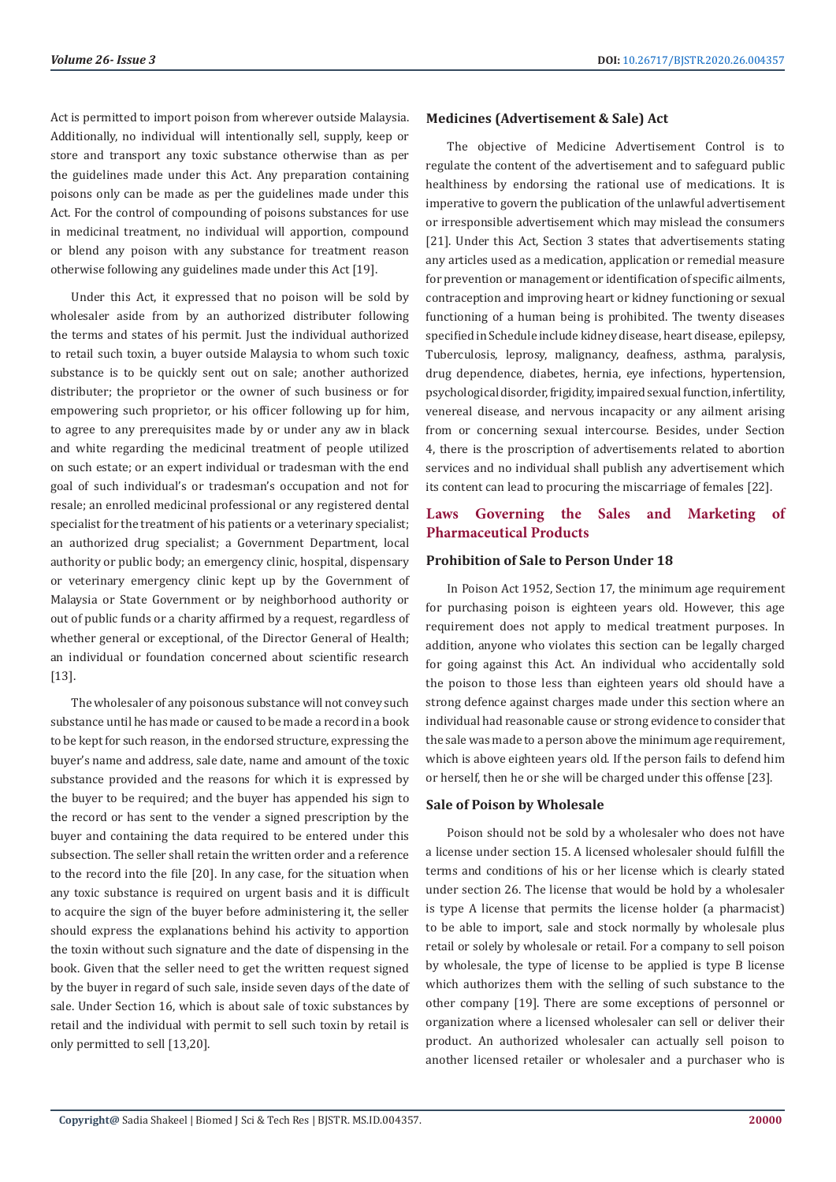Act is permitted to import poison from wherever outside Malaysia. Additionally, no individual will intentionally sell, supply, keep or store and transport any toxic substance otherwise than as per the guidelines made under this Act. Any preparation containing poisons only can be made as per the guidelines made under this Act. For the control of compounding of poisons substances for use in medicinal treatment, no individual will apportion, compound or blend any poison with any substance for treatment reason otherwise following any guidelines made under this Act [19].

Under this Act, it expressed that no poison will be sold by wholesaler aside from by an authorized distributer following the terms and states of his permit. Just the individual authorized to retail such toxin, a buyer outside Malaysia to whom such toxic substance is to be quickly sent out on sale; another authorized distributer; the proprietor or the owner of such business or for empowering such proprietor, or his officer following up for him, to agree to any prerequisites made by or under any aw in black and white regarding the medicinal treatment of people utilized on such estate; or an expert individual or tradesman with the end goal of such individual's or tradesman's occupation and not for resale; an enrolled medicinal professional or any registered dental specialist for the treatment of his patients or a veterinary specialist; an authorized drug specialist; a Government Department, local authority or public body; an emergency clinic, hospital, dispensary or veterinary emergency clinic kept up by the Government of Malaysia or State Government or by neighborhood authority or out of public funds or a charity affirmed by a request, regardless of whether general or exceptional, of the Director General of Health; an individual or foundation concerned about scientific research [13].

The wholesaler of any poisonous substance will not convey such substance until he has made or caused to be made a record in a book to be kept for such reason, in the endorsed structure, expressing the buyer's name and address, sale date, name and amount of the toxic substance provided and the reasons for which it is expressed by the buyer to be required; and the buyer has appended his sign to the record or has sent to the vender a signed prescription by the buyer and containing the data required to be entered under this subsection. The seller shall retain the written order and a reference to the record into the file [20]. In any case, for the situation when any toxic substance is required on urgent basis and it is difficult to acquire the sign of the buyer before administering it, the seller should express the explanations behind his activity to apportion the toxin without such signature and the date of dispensing in the book. Given that the seller need to get the written request signed by the buyer in regard of such sale, inside seven days of the date of sale. Under Section 16, which is about sale of toxic substances by retail and the individual with permit to sell such toxin by retail is only permitted to sell [13,20].

### Medicines (Advertisement & Sale) Act

The objective of Medicine Advertisement Control is to regulate the content of the advertisement and to safeguard public healthiness by endorsing the rational use of medications. It is imperative to govern the publication of the unlawful advertisement or irresponsible advertisement which may mislead the consumers [21]. Under this Act, Section 3 states that advertisements stating any articles used as a medication, application or remedial measure for prevention or management or identification of specific ailments, contraception and improving heart or kidney functioning or sexual functioning of a human being is prohibited. The twenty diseases specified in Schedule include kidney disease, heart disease, epilepsy, Tuberculosis, leprosy, malignancy, deafness, asthma, paralysis, drug dependence, diabetes, hernia, eye infections, hypertension, psychological disorder, frigidity, impaired sexual function, infertility, venereal disease, and nervous incapacity or any ailment arising from or concerning sexual intercourse. Besides, under Section 4, there is the proscription of advertisements related to abortion services and no individual shall publish any advertisement which its content can lead to procuring the miscarriage of females [22].

## Laws Governing the Sales and Marketing of Pharmaceutical Products

### Prohibition of Sale to Person Under 18

In Poison Act 1952, Section 17, the minimum age requirement for purchasing poison is eighteen years old. However, this age requirement does not apply to medical treatment purposes. In addition, anyone who violates this section can be legally charged for going against this Act. An individual who accidentally sold the poison to those less than eighteen years old should have a strong defence against charges made under this section where an individual had reasonable cause or strong evidence to consider that the sale was made to a person above the minimum age requirement, which is above eighteen years old. If the person fails to defend him or herself, then he or she will be charged under this offense [23].

### Sale of Poison by Wholesale

Poison should not be sold by a wholesaler who does not have a license under section 15. A licensed wholesaler should fulfill the terms and conditions of his or her license which is clearly stated under section 26. The license that would be hold by a wholesaler is type A license that permits the license holder (a pharmacist) to be able to import, sale and stock normally by wholesale plus retail or solely by wholesale or retail. For a company to sell poison by wholesale, the type of license to be applied is type B license which authorizes them with the selling of such substance to the other company [19]. There are some exceptions of personnel or organization where a licensed wholesaler can sell or deliver their product. An authorized wholesaler can actually sell poison to another licensed retailer or wholesaler and a purchaser who is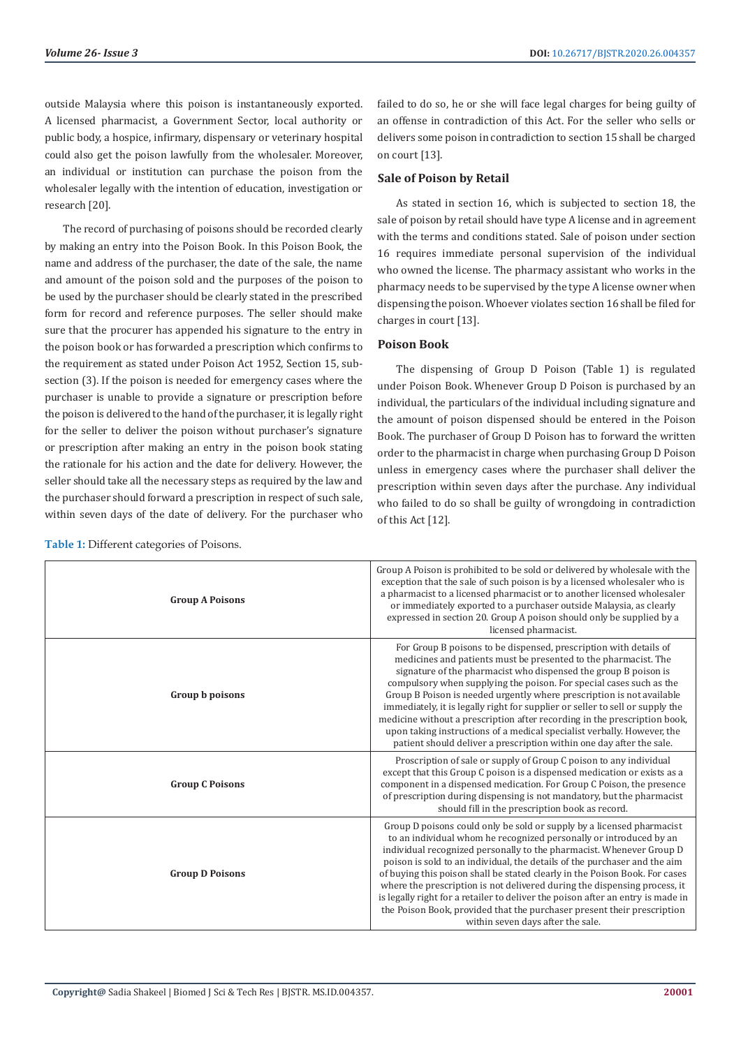outside Malaysia where this poison is instantaneously exported. A licensed pharmacist, a Government Sector, local authority or public body, a hospice, infirmary, dispensary or veterinary hospital could also get the poison lawfully from the wholesaler. Moreover, an individual or institution can purchase the poison from the wholesaler legally with the intention of education, investigation or research [20].

The record of purchasing of poisons should be recorded clearly by making an entry into the Poison Book. In this Poison Book, the name and address of the purchaser, the date of the sale, the name and amount of the poison sold and the purposes of the poison to be used by the purchaser should be clearly stated in the prescribed form for record and reference purposes. The seller should make sure that the procurer has appended his signature to the entry in the poison book or has forwarded a prescription which confirms to the requirement as stated under Poison Act 1952, Section 15, subsection (3). If the poison is needed for emergency cases where the purchaser is unable to provide a signature or prescription before the poison is delivered to the hand of the purchaser, it is legally right for the seller to deliver the poison without purchaser's signature or prescription after making an entry in the poison book stating the rationale for his action and the date for delivery. However, the seller should take all the necessary steps as required by the law and the purchaser should forward a prescription in respect of such sale, within seven days of the date of delivery. For the purchaser who failed to do so, he or she will face legal charges for being guilty of an offense in contradiction of this Act. For the seller who sells or delivers some poison in contradiction to section 15 shall be charged on court [13].

### Sale of Poison by Retail

As stated in section 16, which is subjected to section 18, the sale of poison by retail should have type A license and in agreement with the terms and conditions stated. Sale of poison under section 16 requires immediate personal supervision of the individual who owned the license. The pharmacy assistant who works in the pharmacy needs to be supervised by the type A license owner when dispensing the poison. Whoever violates section 16 shall be filed for charges in court [13].

### Poison Book

The dispensing of Group D Poison (Table 1) is regulated under Poison Book. Whenever Group D Poison is purchased by an individual, the particulars of the individual including signature and the amount of poison dispensed should be entered in the Poison Book. The purchaser of Group D Poison has to forward the written order to the pharmacist in charge when purchasing Group D Poison unless in emergency cases where the purchaser shall deliver the prescription within seven days after the purchase. Any individual who failed to do so shall be guilty of wrongdoing in contradiction of this Act [12].

**Table 1:** Different categories of Poisons.

| | |
|---|---|
| **Group A Poisons** | Group A Poison is prohibited to be sold or delivered by wholesale with the exception that the sale of such poison is by a licensed wholesaler who is a pharmacist to a licensed pharmacist or to another licensed wholesaler or immediately exported to a purchaser outside Malaysia, as clearly expressed in section 20. Group A poison should only be supplied by a licensed pharmacist. |
| **Group b poisons** | For Group B poisons to be dispensed, prescription with details of medicines and patients must be presented to the pharmacist. The signature of the pharmacist who dispensed the group B poison is compulsory when supplying the poison. For special cases such as the Group B Poison is needed urgently where prescription is not available immediately, it is legally right for supplier or seller to sell or supply the medicine without a prescription after recording in the prescription book, upon taking instructions of a medical specialist verbally. However, the patient should deliver a prescription within one day after the sale. |
| **Group C Poisons** | Proscription of sale or supply of Group C poison to any individual except that this Group C poison is a dispensed medication or exists as a component in a dispensed medication. For Group C Poison, the presence of prescription during dispensing is not mandatory, but the pharmacist should fill in the prescription book as record. |
| **Group D Poisons** | Group D poisons could only be sold or supply by a licensed pharmacist to an individual whom he recognized personally or introduced by an individual recognized personally to the pharmacist. Whenever Group D poison is sold to an individual, the details of the purchaser and the aim of buying this poison shall be stated clearly in the Poison Book. For cases where the prescription is not delivered during the dispensing process, it is legally right for a retailer to deliver the poison after an entry is made in the Poison Book, provided that the purchaser present their prescription within seven days after the sale. |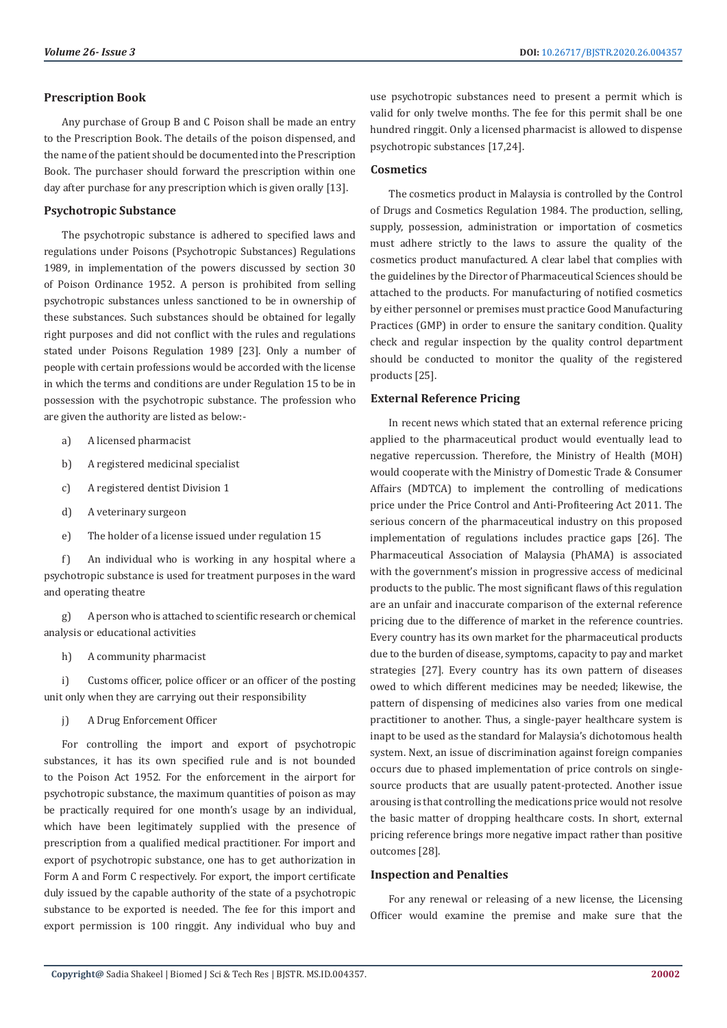### Prescription Book

Any purchase of Group B and C Poison shall be made an entry to the Prescription Book. The details of the poison dispensed, and the name of the patient should be documented into the Prescription Book. The purchaser should forward the prescription within one day after purchase for any prescription which is given orally [13].

### Psychotropic Substance

The psychotropic substance is adhered to specified laws and regulations under Poisons (Psychotropic Substances) Regulations 1989, in implementation of the powers discussed by section 30 of Poison Ordinance 1952. A person is prohibited from selling psychotropic substances unless sanctioned to be in ownership of these substances. Such substances should be obtained for legally right purposes and did not conflict with the rules and regulations stated under Poisons Regulation 1989 [23]. Only a number of people with certain professions would be accorded with the license in which the terms and conditions are under Regulation 15 to be in possession with the psychotropic substance. The profession who are given the authority are listed as below:-

a) A licensed pharmacist

b) A registered medicinal specialist

c) A registered dentist Division 1

d) A veterinary surgeon

e) The holder of a license issued under regulation 15

f) An individual who is working in any hospital where a psychotropic substance is used for treatment purposes in the ward and operating theatre

g) A person who is attached to scientific research or chemical analysis or educational activities

h) A community pharmacist

i) Customs officer, police officer or an officer of the posting unit only when they are carrying out their responsibility

j) A Drug Enforcement Officer

For controlling the import and export of psychotropic substances, it has its own specified rule and is not bounded to the Poison Act 1952. For the enforcement in the airport for psychotropic substance, the maximum quantities of poison as may be practically required for one month's usage by an individual, which have been legitimately supplied with the presence of prescription from a qualified medical practitioner. For import and export of psychotropic substance, one has to get authorization in Form A and Form C respectively. For export, the import certificate duly issued by the capable authority of the state of a psychotropic substance to be exported is needed. The fee for this import and export permission is 100 ringgit. Any individual who buy and use psychotropic substances need to present a permit which is valid for only twelve months. The fee for this permit shall be one hundred ringgit. Only a licensed pharmacist is allowed to dispense psychotropic substances [17,24].

### Cosmetics

The cosmetics product in Malaysia is controlled by the Control of Drugs and Cosmetics Regulation 1984. The production, selling, supply, possession, administration or importation of cosmetics must adhere strictly to the laws to assure the quality of the cosmetics product manufactured. A clear label that complies with the guidelines by the Director of Pharmaceutical Sciences should be attached to the products. For manufacturing of notified cosmetics by either personnel or premises must practice Good Manufacturing Practices (GMP) in order to ensure the sanitary condition. Quality check and regular inspection by the quality control department should be conducted to monitor the quality of the registered products [25].

### External Reference Pricing

In recent news which stated that an external reference pricing applied to the pharmaceutical product would eventually lead to negative repercussion. Therefore, the Ministry of Health (MOH) would cooperate with the Ministry of Domestic Trade & Consumer Affairs (MDTCA) to implement the controlling of medications price under the Price Control and Anti-Profiteering Act 2011. The serious concern of the pharmaceutical industry on this proposed implementation of regulations includes practice gaps [26]. The Pharmaceutical Association of Malaysia (PhAMA) is associated with the government's mission in progressive access of medicinal products to the public. The most significant flaws of this regulation are an unfair and inaccurate comparison of the external reference pricing due to the difference of market in the reference countries. Every country has its own market for the pharmaceutical products due to the burden of disease, symptoms, capacity to pay and market strategies [27]. Every country has its own pattern of diseases owed to which different medicines may be needed; likewise, the pattern of dispensing of medicines also varies from one medical practitioner to another. Thus, a single-payer healthcare system is inapt to be used as the standard for Malaysia's dichotomous health system. Next, an issue of discrimination against foreign companies occurs due to phased implementation of price controls on single-source products that are usually patent-protected. Another issue arousing is that controlling the medications price would not resolve the basic matter of dropping healthcare costs. In short, external pricing reference brings more negative impact rather than positive outcomes [28].

### Inspection and Penalties

For any renewal or releasing of a new license, the Licensing Officer would examine the premise and make sure that the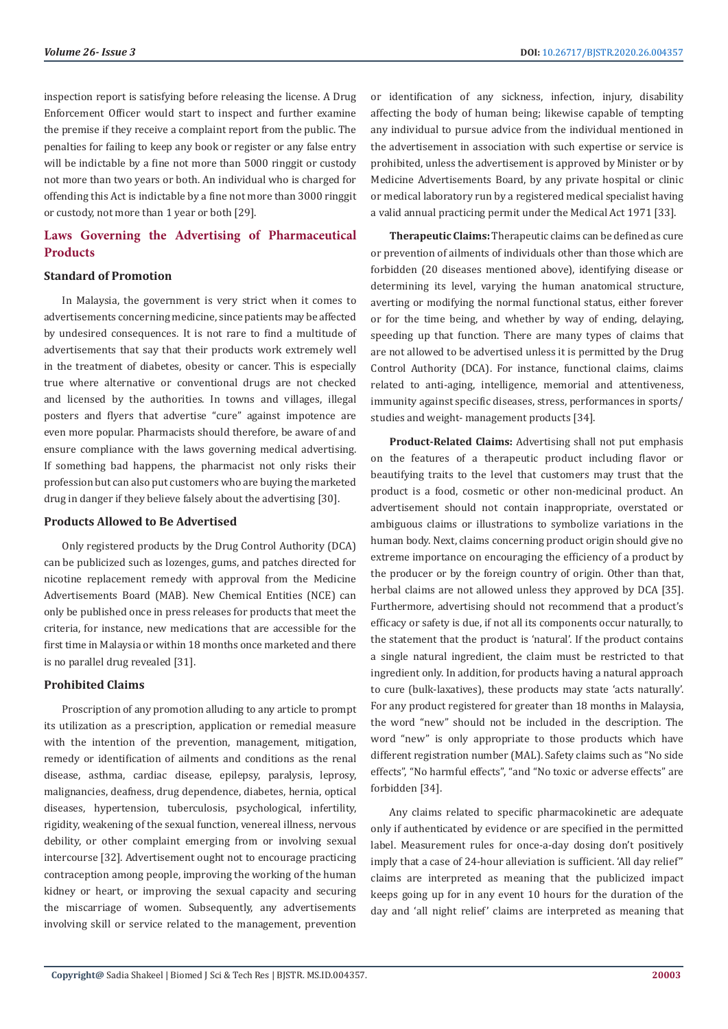inspection report is satisfying before releasing the license. A Drug Enforcement Officer would start to inspect and further examine the premise if they receive a complaint report from the public. The penalties for failing to keep any book or register or any false entry will be indictable by a fine not more than 5000 ringgit or custody not more than two years or both. An individual who is charged for offending this Act is indictable by a fine not more than 3000 ringgit or custody, not more than 1 year or both [29].

## Laws Governing the Advertising of Pharmaceutical Products

### Standard of Promotion

In Malaysia, the government is very strict when it comes to advertisements concerning medicine, since patients may be affected by undesired consequences. It is not rare to find a multitude of advertisements that say that their products work extremely well in the treatment of diabetes, obesity or cancer. This is especially true where alternative or conventional drugs are not checked and licensed by the authorities. In towns and villages, illegal posters and flyers that advertise "cure" against impotence are even more popular. Pharmacists should therefore, be aware of and ensure compliance with the laws governing medical advertising. If something bad happens, the pharmacist not only risks their profession but can also put customers who are buying the marketed drug in danger if they believe falsely about the advertising [30].

### Products Allowed to Be Advertised

Only registered products by the Drug Control Authority (DCA) can be publicized such as lozenges, gums, and patches directed for nicotine replacement remedy with approval from the Medicine Advertisements Board (MAB). New Chemical Entities (NCE) can only be published once in press releases for products that meet the criteria, for instance, new medications that are accessible for the first time in Malaysia or within 18 months once marketed and there is no parallel drug revealed [31].

### Prohibited Claims

Proscription of any promotion alluding to any article to prompt its utilization as a prescription, application or remedial measure with the intention of the prevention, management, mitigation, remedy or identification of ailments and conditions as the renal disease, asthma, cardiac disease, epilepsy, paralysis, leprosy, malignancies, deafness, drug dependence, diabetes, hernia, optical diseases, hypertension, tuberculosis, psychological, infertility, rigidity, weakening of the sexual function, venereal illness, nervous debility, or other complaint emerging from or involving sexual intercourse [32]. Advertisement ought not to encourage practicing contraception among people, improving the working of the human kidney or heart, or improving the sexual capacity and securing the miscarriage of women. Subsequently, any advertisements involving skill or service related to the management, prevention or identification of any sickness, infection, injury, disability affecting the body of human being; likewise capable of tempting any individual to pursue advice from the individual mentioned in the advertisement in association with such expertise or service is prohibited, unless the advertisement is approved by Minister or by Medicine Advertisements Board, by any private hospital or clinic or medical laboratory run by a registered medical specialist having a valid annual practicing permit under the Medical Act 1971 [33].

**Therapeutic Claims:** Therapeutic claims can be defined as cure or prevention of ailments of individuals other than those which are forbidden (20 diseases mentioned above), identifying disease or determining its level, varying the human anatomical structure, averting or modifying the normal functional status, either forever or for the time being, and whether by way of ending, delaying, speeding up that function. There are many types of claims that are not allowed to be advertised unless it is permitted by the Drug Control Authority (DCA). For instance, functional claims, claims related to anti-aging, intelligence, memorial and attentiveness, immunity against specific diseases, stress, performances in sports/ studies and weight- management products [34].

**Product-Related Claims:** Advertising shall not put emphasis on the features of a therapeutic product including flavor or beautifying traits to the level that customers may trust that the product is a food, cosmetic or other non-medicinal product. An advertisement should not contain inappropriate, overstated or ambiguous claims or illustrations to symbolize variations in the human body. Next, claims concerning product origin should give no extreme importance on encouraging the efficiency of a product by the producer or by the foreign country of origin. Other than that, herbal claims are not allowed unless they approved by DCA [35]. Furthermore, advertising should not recommend that a product's efficacy or safety is due, if not all its components occur naturally, to the statement that the product is 'natural'. If the product contains a single natural ingredient, the claim must be restricted to that ingredient only. In addition, for products having a natural approach to cure (bulk-laxatives), these products may state 'acts naturally'. For any product registered for greater than 18 months in Malaysia, the word "new" should not be included in the description. The word "new" is only appropriate to those products which have different registration number (MAL). Safety claims such as "No side effects", "No harmful effects", "and "No toxic or adverse effects" are forbidden [34].

Any claims related to specific pharmacokinetic are adequate only if authenticated by evidence or are specified in the permitted label. Measurement rules for once-a-day dosing don't positively imply that a case of 24-hour alleviation is sufficient. 'All day relief" claims are interpreted as meaning that the publicized impact keeps going up for in any event 10 hours for the duration of the day and 'all night relief' claims are interpreted as meaning that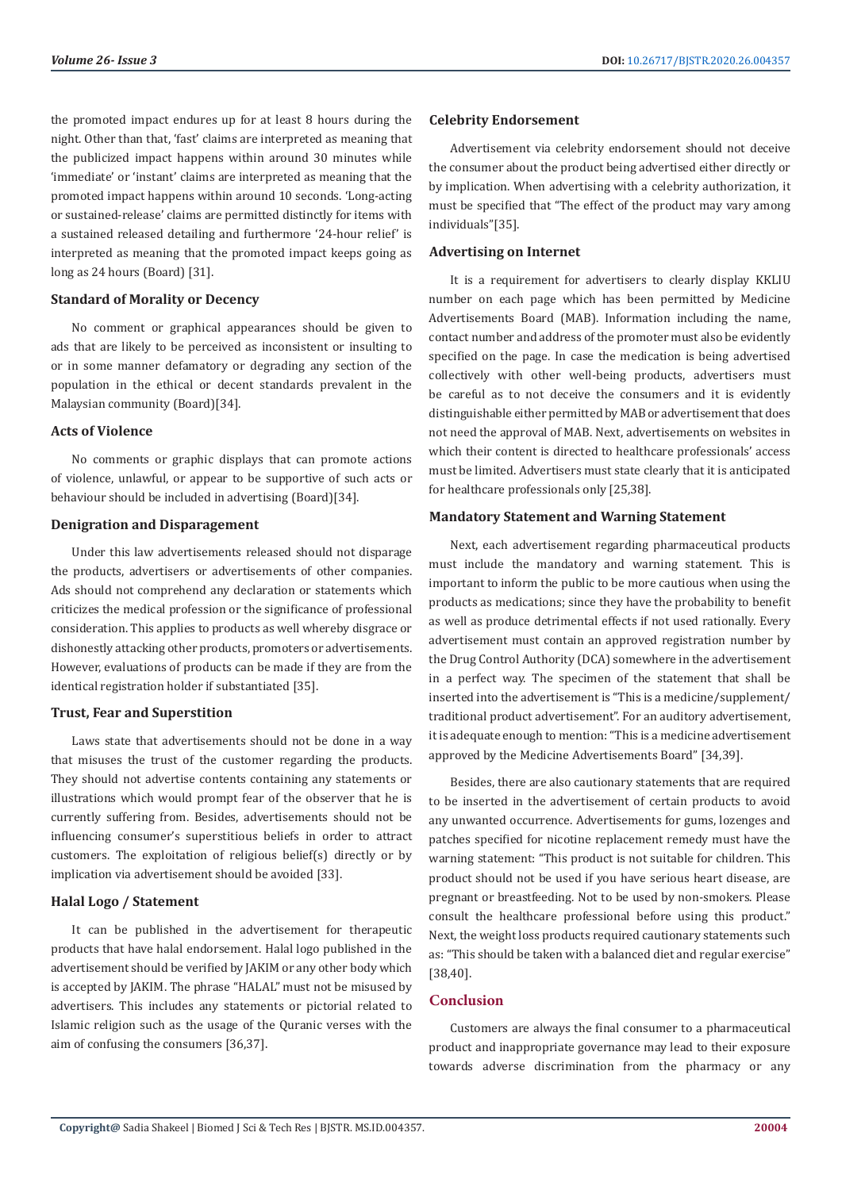the promoted impact endures up for at least 8 hours during the night. Other than that, 'fast' claims are interpreted as meaning that the publicized impact happens within around 30 minutes while 'immediate' or 'instant' claims are interpreted as meaning that the promoted impact happens within around 10 seconds. 'Long-acting or sustained-release' claims are permitted distinctly for items with a sustained released detailing and furthermore '24-hour relief' is interpreted as meaning that the promoted impact keeps going as long as 24 hours (Board) [31].

### Standard of Morality or Decency

No comment or graphical appearances should be given to ads that are likely to be perceived as inconsistent or insulting to or in some manner defamatory or degrading any section of the population in the ethical or decent standards prevalent in the Malaysian community (Board)[34].

### Acts of Violence

No comments or graphic displays that can promote actions of violence, unlawful, or appear to be supportive of such acts or behaviour should be included in advertising (Board)[34].

### Denigration and Disparagement

Under this law advertisements released should not disparage the products, advertisers or advertisements of other companies. Ads should not comprehend any declaration or statements which criticizes the medical profession or the significance of professional consideration. This applies to products as well whereby disgrace or dishonestly attacking other products, promoters or advertisements. However, evaluations of products can be made if they are from the identical registration holder if substantiated [35].

### Trust, Fear and Superstition

Laws state that advertisements should not be done in a way that misuses the trust of the customer regarding the products. They should not advertise contents containing any statements or illustrations which would prompt fear of the observer that he is currently suffering from. Besides, advertisements should not be influencing consumer's superstitious beliefs in order to attract customers. The exploitation of religious belief(s) directly or by implication via advertisement should be avoided [33].

### Halal Logo / Statement

It can be published in the advertisement for therapeutic products that have halal endorsement. Halal logo published in the advertisement should be verified by JAKIM or any other body which is accepted by JAKIM. The phrase "HALAL" must not be misused by advertisers. This includes any statements or pictorial related to Islamic religion such as the usage of the Quranic verses with the aim of confusing the consumers [36,37].

### Celebrity Endorsement

Advertisement via celebrity endorsement should not deceive the consumer about the product being advertised either directly or by implication. When advertising with a celebrity authorization, it must be specified that "The effect of the product may vary among individuals"[35].

### Advertising on Internet

It is a requirement for advertisers to clearly display KKLIU number on each page which has been permitted by Medicine Advertisements Board (MAB). Information including the name, contact number and address of the promoter must also be evidently specified on the page. In case the medication is being advertised collectively with other well-being products, advertisers must be careful as to not deceive the consumers and it is evidently distinguishable either permitted by MAB or advertisement that does not need the approval of MAB. Next, advertisements on websites in which their content is directed to healthcare professionals' access must be limited. Advertisers must state clearly that it is anticipated for healthcare professionals only [25,38].

### Mandatory Statement and Warning Statement

Next, each advertisement regarding pharmaceutical products must include the mandatory and warning statement. This is important to inform the public to be more cautious when using the products as medications; since they have the probability to benefit as well as produce detrimental effects if not used rationally. Every advertisement must contain an approved registration number by the Drug Control Authority (DCA) somewhere in the advertisement in a perfect way. The specimen of the statement that shall be inserted into the advertisement is "This is a medicine/supplement/ traditional product advertisement". For an auditory advertisement, it is adequate enough to mention: "This is a medicine advertisement approved by the Medicine Advertisements Board" [34,39].

Besides, there are also cautionary statements that are required to be inserted in the advertisement of certain products to avoid any unwanted occurrence. Advertisements for gums, lozenges and patches specified for nicotine replacement remedy must have the warning statement: "This product is not suitable for children. This product should not be used if you have serious heart disease, are pregnant or breastfeeding. Not to be used by non-smokers. Please consult the healthcare professional before using this product." Next, the weight loss products required cautionary statements such as: "This should be taken with a balanced diet and regular exercise" [38,40].

## Conclusion

Customers are always the final consumer to a pharmaceutical product and inappropriate governance may lead to their exposure towards adverse discrimination from the pharmacy or any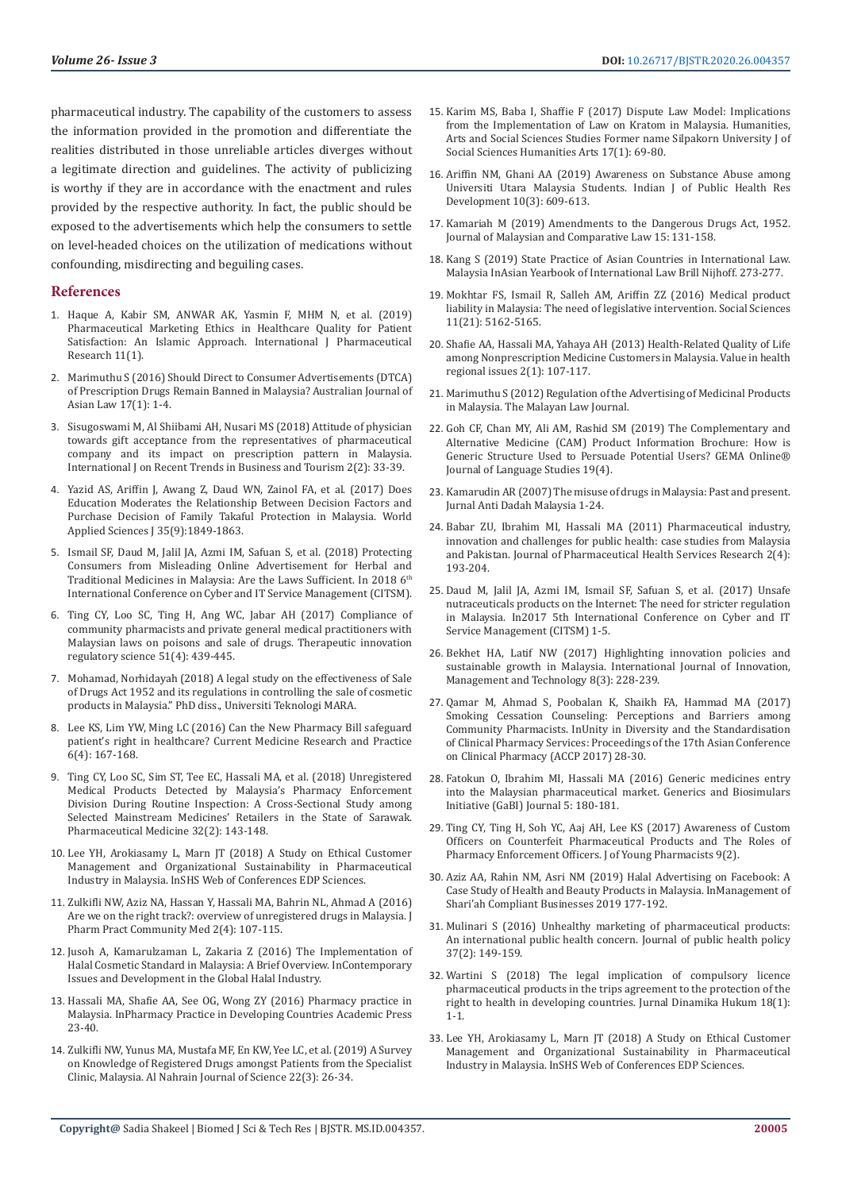pharmaceutical industry. The capability of the customers to assess the information provided in the promotion and differentiate the realities distributed in those unreliable articles diverges without a legitimate direction and guidelines. The activity of publicizing is worthy if they are in accordance with the enactment and rules provided by the respective authority. In fact, the public should be exposed to the advertisements which help the consumers to settle on level-headed choices on the utilization of medications without confounding, misdirecting and beguiling cases.

## References

1. Haque A, Kabir SM, ANWAR AK, Yasmin F, MHM N, et al. (2019) Pharmaceutical Marketing Ethics in Healthcare Quality for Patient Satisfaction: An Islamic Approach. International J Pharmaceutical Research 11(1).
2. Marimuthu S (2016) Should Direct to Consumer Advertisements (DTCA) of Prescription Drugs Remain Banned in Malaysia? Australian Journal of Asian Law 17(1): 1-4.
3. Sisugoswami M, Al Shibiami AH, Nusari MS (2018) Attitude of physician towards gift acceptance from the representatives of pharmaceutical company and its impact on prescription pattern in Malaysia. International J on Recent Trends in Business and Tourism 2(2): 33-39.
4. Yazid AS, Ariffin J, Awang Z, Daud WN, Zainol FA, et al. (2017) Does Education Moderates the Relationship Between Decision Factors and Purchase Decision of Family Takaful Protection in Malaysia. World Applied Sciences J 35(9):1849-1863.
5. Ismail SF, Daud M, Jalil JA, Azmi IM, Safuan S, et al. (2018) Protecting Consumers from Misleading Online Advertisement for Herbal and Traditional Medicines in Malaysia: Are the Laws Sufficient. In 2018 6th International Conference on Cyber and IT Service Management (CITSM).
6. Ting CY, Loo SC, Ting H, Ang WC, Jabar AH (2017) Compliance of community pharmacists and private general medical practitioners with Malaysian laws on poisons and sale of drugs. Therapeutic innovation regulatory science 51(4): 439-445.
7. Mohamad, Norhidayah (2018) A legal study on the effectiveness of Sale of Drugs Act 1952 and its regulations in controlling the sale of cosmetic products in Malaysia." PhD diss., Universiti Teknologi MARA.
8. Lee KS, Lim YW, Ming LC (2016) Can the New Pharmacy Bill safeguard patient's right in healthcare? Current Medicine Research and Practice 6(4): 167-168.
9. Ting CY, Loo SC, Sim ST, Tee EC, Hassali MA, et al. (2018) Unregistered Medical Products Detected by Malaysia's Pharmacy Enforcement Division During Routine Inspection: A Cross-Sectional Study among Selected Mainstream Medicines' Retailers in the State of Sarawak. Pharmaceutical Medicine 32(2): 143-148.
10. Lee YH, Arokiasamy L, Marn JT (2018) A Study on Ethical Customer Management and Organizational Sustainability in Pharmaceutical Industry in Malaysia. InSHS Web of Conferences EDP Sciences.
11. Zulkifli NW, Aziz NA, Hassan Y, Hassali MA, Bahrin NL, Ahmad A (2016) Are we on the right track?: overview of unregistered drugs in Malaysia. J Pharm Pract Community Med 2(4): 107-115.
12. Jusoh A, Kamarulzaman L, Zakaria Z (2016) The Implementation of Halal Cosmetic Standard in Malaysia: A Brief Overview. InContemporary Issues and Development in the Global Halal Industry.
13. Hassali MA, Shafie AA, See OG, Wong ZY (2016) Pharmacy practice in Malaysia. InPharmacy Practice in Developing Countries Academic Press 23-40.
14. Zulkifli NW, Yunus MA, Mustafa MF, En KW, Yee LC, et al. (2019) A Survey on Knowledge of Registered Drugs amongst Patients from the Specialist Clinic, Malaysia. Al Nahrain Journal of Science 22(3): 26-34.
15. Karim MS, Baba I, Shaffie F (2017) Dispute Law Model: Implications from the Implementation of Law on Kratom in Malaysia. Humanities, Arts and Social Sciences Studies Former name Silpakorn University J of Social Sciences Humanities Arts 17(1): 69-80.
16. Ariffin NM, Ghani AA (2019) Awareness on Substance Abuse among Universiti Utara Malaysia Students. Indian J of Public Health Res Development 10(3): 609-613.
17. Kamariah M (2019) Amendments to the Dangerous Drugs Act, 1952. Journal of Malaysian and Comparative Law 15: 131-158.
18. Kang S (2019) State Practice of Asian Countries in International Law. Malaysia InAsian Yearbook of International Law Brill Nijhoff. 273-277.
19. Mokhtar FS, Ismail R, Salleh AM, Ariffin ZZ (2016) Medical product liability in Malaysia: The need of legislative intervention. Social Sciences 11(21): 5162-5165.
20. Shafie AA, Hassali MA, Yahaya AH (2013) Health-Related Quality of Life among Nonprescription Medicine Customers in Malaysia. Value in health regional issues 2(1): 107-117.
21. Marimuthu S (2012) Regulation of the Advertising of Medicinal Products in Malaysia. The Malayan Law Journal.
22. Goh CF, Chan MY, Ali AM, Rashid SM (2019) The Complementary and Alternative Medicine (CAM) Product Information Brochure: How is Generic Structure Used to Persuade Potential Users? GEMA Online® Journal of Language Studies 19(4).
23. Kamarudin AR (2007) The misuse of drugs in Malaysia: Past and present. Jurnal Anti Dadah Malaysia 1-24.
24. Babar ZU, Ibrahim MI, Hassali MA (2011) Pharmaceutical industry, innovation and challenges for public health: case studies from Malaysia and Pakistan. Journal of Pharmaceutical Health Services Research 2(4): 193-204.
25. Daud M, Jalil JA, Azmi IM, Ismail SF, Safuan S, et al. (2017) Unsafe nutraceuticals products on the Internet: The need for stricter regulation in Malaysia. In2017 5th International Conference on Cyber and IT Service Management (CITSM) 1-5.
26. Bekhet HA, Latif NW (2017) Highlighting innovation policies and sustainable growth in Malaysia. International Journal of Innovation, Management and Technology 8(3): 228-239.
27. Qamar M, Ahmad S, Poobalan K, Shaikh FA, Hammad MA (2017) Smoking Cessation Counseling: Perceptions and Barriers among Community Pharmacists. InUnity in Diversity and the Standardisation of Clinical Pharmacy Services: Proceedings of the 17th Asian Conference on Clinical Pharmacy (ACCP 2017) 28-30.
28. Fatokun O, Ibrahim MI, Hassali MA (2016) Generic medicines entry into the Malaysian pharmaceutical market. Generics and Biosimulars Initiative (GaBI) Journal 5: 180-181.
29. Ting CY, Ting H, Soh YC, Aaj AH, Lee KS (2017) Awareness of Custom Officers on Counterfeit Pharmaceutical Products and The Roles of Pharmacy Enforcement Officers. J of Young Pharmacists 9(2).
30. Aziz AA, Rahin NM, Asri NM (2019) Halal Advertising on Facebook: A Case Study of Health and Beauty Products in Malaysia. InManagement of Shari'ah Compliant Businesses 2019 177-192.
31. Mulinari S (2016) Unhealthy marketing of pharmaceutical products: An international public health concern. Journal of public health policy 37(2): 149-159.
32. Wartini S (2018) The legal implication of compulsory licence pharmaceutical products in the trips agreement to the protection of the right to health in developing countries. Jurnal Dinamika Hukum 18(1): 1-1.
33. Lee YH, Arokiasamy L, Marn JT (2018) A Study on Ethical Customer Management and Organizational Sustainability in Pharmaceutical Industry in Malaysia. InSHS Web of Conferences EDP Sciences.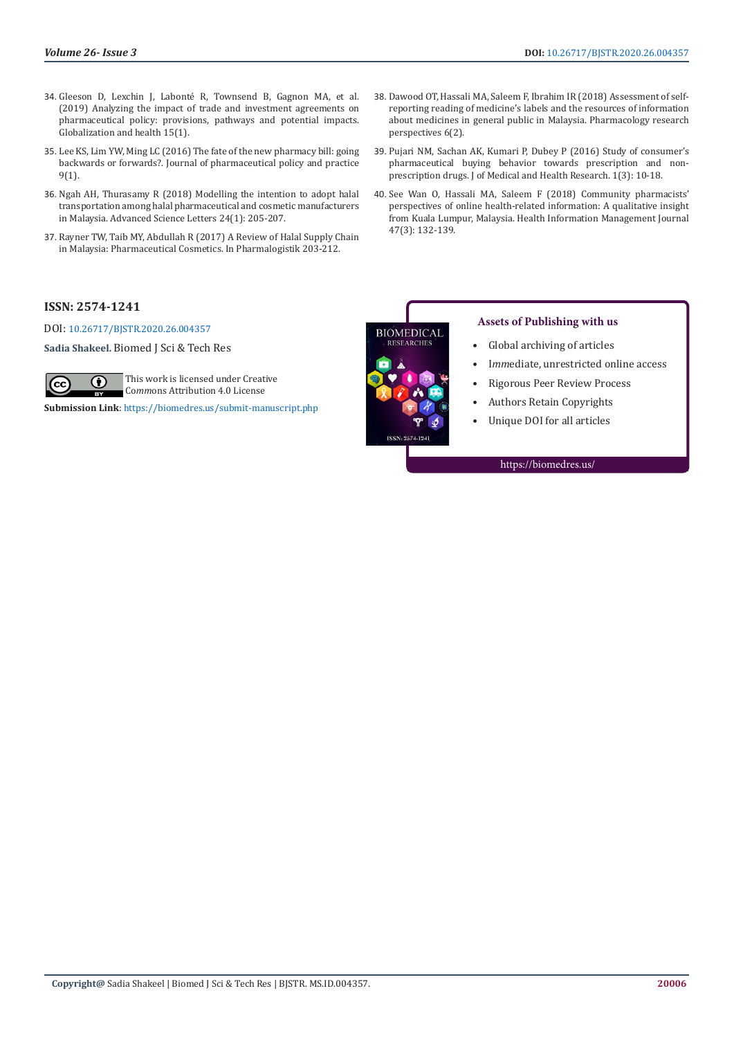34. Gleeson D, Lexchin J, Labonté R, Townsend B, Gagnon MA, et al. (2019) Analyzing the impact of trade and investment agreements on pharmaceutical policy: provisions, pathways and potential impacts. Globalization and health 15(1).

35. Lee KS, Lim YW, Ming LC (2016) The fate of the new pharmacy bill: going backwards or forwards?. Journal of pharmaceutical policy and practice 9(1).

36. Ngah AH, Thurasamy R (2018) Modelling the intention to adopt halal transportation among halal pharmaceutical and cosmetic manufacturers in Malaysia. Advanced Science Letters 24(1): 205-207.

37. Rayner TW, Taib MY, Abdullah R (2017) A Review of Halal Supply Chain in Malaysia: Pharmaceutical Cosmetics. In Pharmalogistik 203-212.

38. Dawood OT, Hassali MA, Saleem F, Ibrahim IR (2018) Assessment of self-reporting reading of medicine's labels and the resources of information about medicines in general public in Malaysia. Pharmacology research perspectives 6(2).

39. Pujari NM, Sachan AK, Kumari P, Dubey P (2016) Study of consumer's pharmaceutical buying behavior towards prescription and non-prescription drugs. J of Medical and Health Research. 1(3): 10-18.

40. See Wan O, Hassali MA, Saleem F (2018) Community pharmacists' perspectives of online health-related information: A qualitative insight from Kuala Lumpur, Malaysia. Health Information Management Journal 47(3): 132-139.

**ISSN: 2574-1241**

DOI: 10.26717/BJSTR.2020.26.004357

**Sadia Shakeel.** Biomed J Sci & Tech Res

This work is licensed under Creative Commons Attribution 4.0 License

**Submission Link**: https://biomedres.us/submit-manuscript.php

**Assets of Publishing with us**

- Global archiving of articles
- Immediate, unrestricted online access
- Rigorous Peer Review Process
- Authors Retain Copyrights
- Unique DOI for all articles

https://biomedres.us/